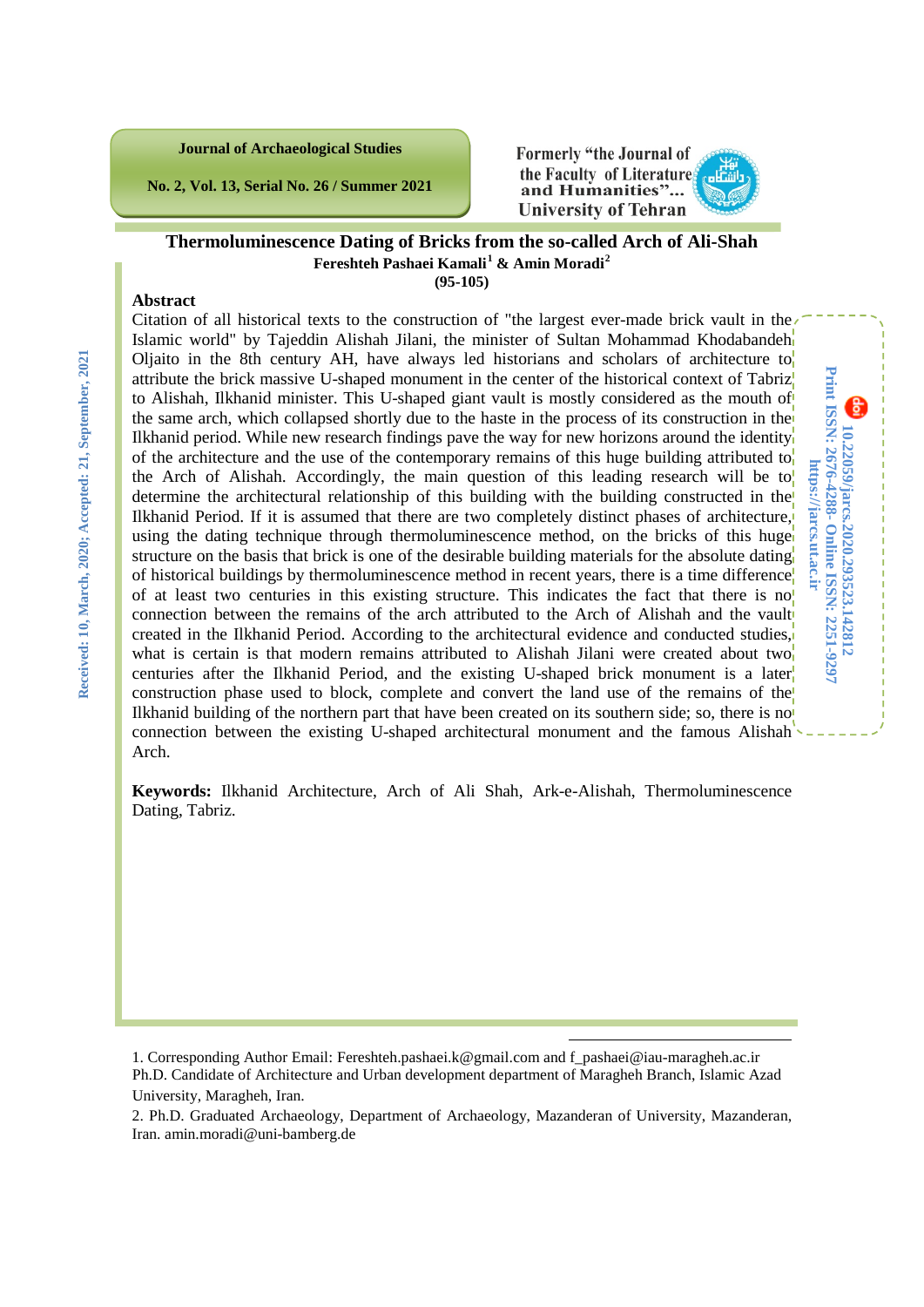# Thermoluminescence Dating of Bricks from the so-called Arch of Ali-Shah

**Fereshteh Pashaei Kamali[1] & Amin Moradi[2]**

**(95-105)**

Received: 10, March, 2020; Accepted: 21, September, 2021

doi: 10.22059/jarcs.2020.293523.142812
Print ISSN: 2676-4288- Online ISSN: 2251-9297
https://jarcs.ut.ac.ir

## Abstract

Citation of all historical texts to the construction of "the largest ever-made brick vault in the Islamic world" by Tajeddin Alishah Jilani, the minister of Sultan Mohammad Khodabandeh Oljaito in the 8th century AH, have always led historians and scholars of architecture to attribute the brick massive U-shaped monument in the center of the historical context of Tabriz to Alishah, Ilkhanid minister. This U-shaped giant vault is mostly considered as the mouth of the same arch, which collapsed shortly due to the haste in the process of its construction in the Ilkhanid period. While new research findings pave the way for new horizons around the identity of the architecture and the use of the contemporary remains of this huge building attributed to the Arch of Alishah. Accordingly, the main question of this leading research will be to determine the architectural relationship of this building with the building constructed in the Ilkhanid Period. If it is assumed that there are two completely distinct phases of architecture, using the dating technique through thermoluminescence method, on the bricks of this huge structure on the basis that brick is one of the desirable building materials for the absolute dating of historical buildings by thermoluminescence method in recent years, there is a time difference of at least two centuries in this existing structure. This indicates the fact that there is no connection between the remains of the arch attributed to the Arch of Alishah and the vault created in the Ilkhanid Period. According to the architectural evidence and conducted studies, what is certain is that modern remains attributed to Alishah Jilani were created about two centuries after the Ilkhanid Period, and the existing U-shaped brick monument is a later construction phase used to block, complete and convert the land use of the remains of the Ilkhanid building of the northern part that have been created on its southern side; so, there is no connection between the existing U-shaped architectural monument and the famous Alishah Arch.

**Keywords:** Ilkhanid Architecture, Arch of Ali Shah, Ark-e-Alishah, Thermoluminescence Dating, Tabriz.

---

1. Corresponding Author Email: Fereshteh.pashaei.k@gmail.com and f_pashaei@iau-maragheh.ac.ir
Ph.D. Candidate of Architecture and Urban development department of Maragheh Branch, Islamic Azad University, Maragheh, Iran.

2. Ph.D. Graduated Archaeology, Department of Archaeology, Mazanderan of University, Mazanderan, Iran. amin.moradi@uni-bamberg.de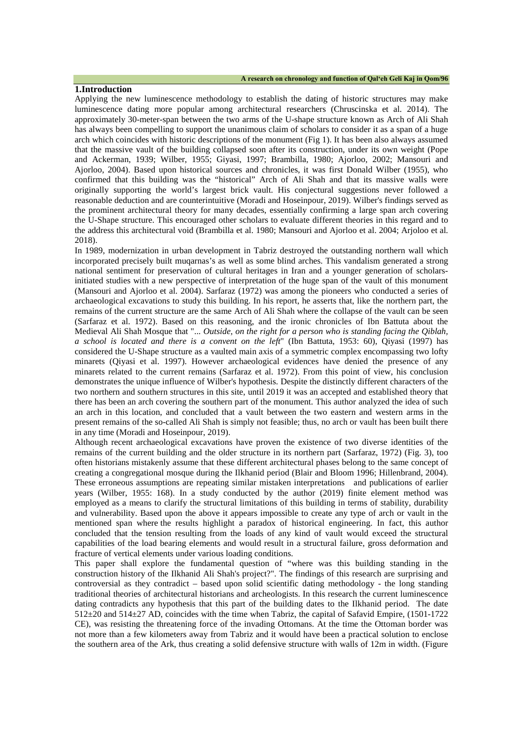## 1.Introduction

Applying the new luminescence methodology to establish the dating of historic structures may make luminescence dating more popular among architectural researchers (Chruscinska et al. 2014). The approximately 30-meter-span between the two arms of the U-shape structure known as Arch of Ali Shah has always been compelling to support the unanimous claim of scholars to consider it as a span of a huge arch which coincides with historic descriptions of the monument (Fig 1). It has been also always assumed that the massive vault of the building collapsed soon after its construction, under its own weight (Pope and Ackerman, 1939; Wilber, 1955; Giyasi, 1997; Brambilla, 1980; Ajorloo, 2002; Mansouri and Ajorloo, 2004). Based upon historical sources and chronicles, it was first Donald Wilber (1955), who confirmed that this building was the "historical" Arch of Ali Shah and that its massive walls were originally supporting the world's largest brick vault. His conjectural suggestions never followed a reasonable deduction and are counterintuitive (Moradi and Hoseinpour, 2019). Wilber's findings served as the prominent architectural theory for many decades, essentially confirming a large span arch covering the U-Shape structure. This encouraged other scholars to evaluate different theories in this regard and to the address this architectural void (Brambilla et al. 1980; Mansouri and Ajorloo et al. 2004; Arjoloo et al. 2018).

In 1989, modernization in urban development in Tabriz destroyed the outstanding northern wall which incorporated precisely built muqarnas's as well as some blind arches. This vandalism generated a strong national sentiment for preservation of cultural heritages in Iran and a younger generation of scholars-initiated studies with a new perspective of interpretation of the huge span of the vault of this monument (Mansouri and Ajorloo et al. 2004). Sarfaraz (1972) was among the pioneers who conducted a series of archaeological excavations to study this building. In his report, he asserts that, like the northern part, the remains of the current structure are the same Arch of Ali Shah where the collapse of the vault can be seen (Sarfaraz et al. 1972). Based on this reasoning, and the ironic chronicles of Ibn Battuta about the Medieval Ali Shah Mosque that "*... Outside, on the right for a person who is standing facing the Qiblah, a school is located and there is a convent on the left*" (Ibn Battuta, 1953: 60), Qiyasi (1997) has considered the U-Shape structure as a vaulted main axis of a symmetric complex encompassing two lofty minarets (Qiyasi et al. 1997). However archaeological evidences have denied the presence of any minarets related to the current remains (Sarfaraz et al. 1972). From this point of view, his conclusion demonstrates the unique influence of Wilber's hypothesis. Despite the distinctly different characters of the two northern and southern structures in this site, until 2019 it was an accepted and established theory that there has been an arch covering the southern part of the monument. This author analyzed the idea of such an arch in this location, and concluded that a vault between the two eastern and western arms in the present remains of the so-called Ali Shah is simply not feasible; thus, no arch or vault has been built there in any time (Moradi and Hoseinpour, 2019).

Although recent archaeological excavations have proven the existence of two diverse identities of the remains of the current building and the older structure in its northern part (Sarfaraz, 1972) (Fig. 3), too often historians mistakenly assume that these different architectural phases belong to the same concept of creating a congregational mosque during the Ilkhanid period (Blair and Bloom 1996; Hillenbrand, 2004). These erroneous assumptions are repeating similar mistaken interpretations and publications of earlier years (Wilber, 1955: 168). In a study conducted by the author (2019) finite element method was employed as a means to clarify the structural limitations of this building in terms of stability, durability and vulnerability. Based upon the above it appears impossible to create any type of arch or vault in the mentioned span where the results highlight a paradox of historical engineering. In fact, this author concluded that the tension resulting from the loads of any kind of vault would exceed the structural capabilities of the load bearing elements and would result in a structural failure, gross deformation and fracture of vertical elements under various loading conditions.

This paper shall explore the fundamental question of "where was this building standing in the construction history of the Ilkhanid Ali Shah's project?". The findings of this research are surprising and controversial as they contradict – based upon solid scientific dating methodology - the long standing traditional theories of architectural historians and archeologists. In this research the current luminescence dating contradicts any hypothesis that this part of the building dates to the Ilkhanid period. The date 512±20 and 514±27 AD, coincides with the time when Tabriz, the capital of Safavid Empire, (1501-1722 CE), was resisting the threatening force of the invading Ottomans. At the time the Ottoman border was not more than a few kilometers away from Tabriz and it would have been a practical solution to enclose the southern area of the Ark, thus creating a solid defensive structure with walls of 12m in width. (Figure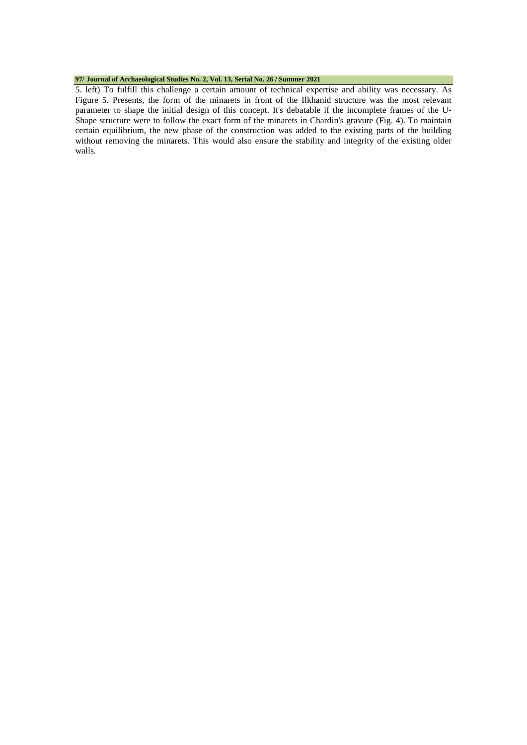5. left) To fulfill this challenge a certain amount of technical expertise and ability was necessary. As Figure 5. Presents, the form of the minarets in front of the Ilkhanid structure was the most relevant parameter to shape the initial design of this concept. It's debatable if the incomplete frames of the U-Shape structure were to follow the exact form of the minarets in Chardin's gravure (Fig. 4). To maintain certain equilibrium, the new phase of the construction was added to the existing parts of the building without removing the minarets. This would also ensure the stability and integrity of the existing older walls.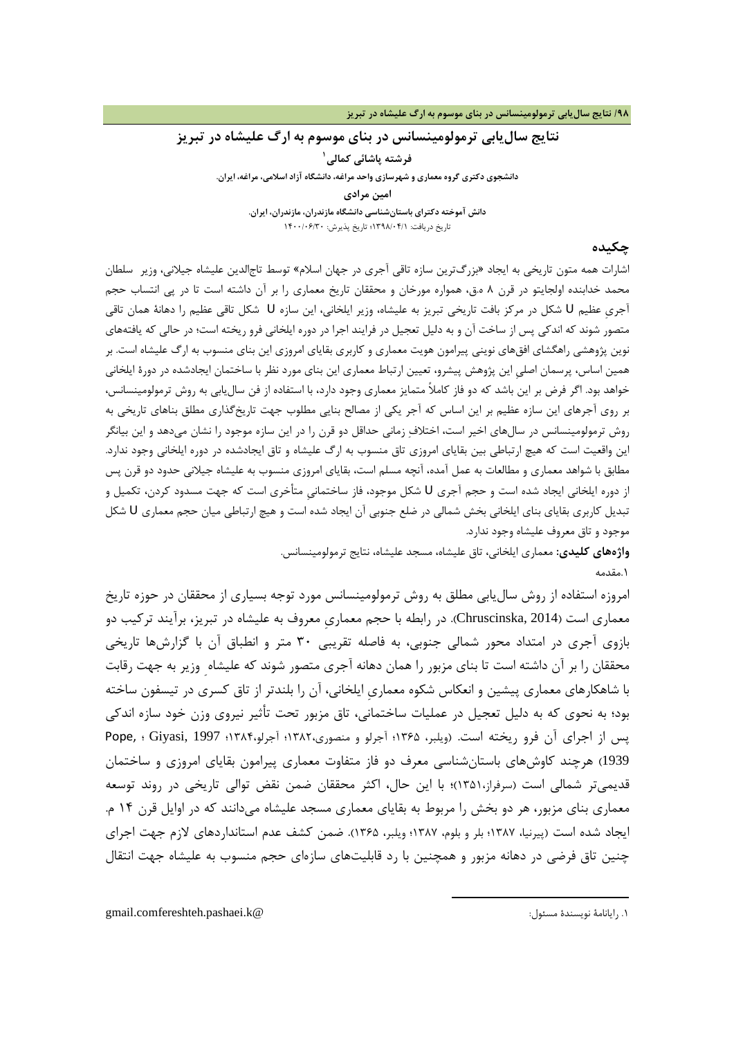# نتایج سال‌یابی ترمولومینسانس در بنای موسوم به ارگ علیشاه در تبریز

**فرشته پاشائی کمالی**[1]

**دانشجوی دکتری گروه معماری و شهرسازی واحد مراغه، دانشگاه آزاد اسلامی، مراغه، ایران.**

**امین مرادی**

**دانش آموخته دکترای باستان‌شناسی دانشگاه مازندران، مازندران، ایران.**

تاریخ دریافت: ۱۳۹۸/۰۴/۱؛ تاریخ پذیرش: ۱۴۰۰/۰۶/۳۰

## چکیده

اشارات همه متون تاریخی به ایجاد «بزرگ‌ترین سازه تاقی آجری در جهان اسلام» توسط تاج‌الدین علیشاه جیلانی، وزیر سلطان محمد خدابنده اولجایتو در قرن ۸ ه.ق، همواره مورخان و محققان تاریخ معماری را بر آن داشته است تا در پی انتساب حجم آجریِ عظیم U شکل در مرکز بافت تاریخی تبریز به علیشاه، وزیر ایلخانی، این سازه U شکل تاقی عظیم را دهانهٔ همان تاقی متصور شوند که اندکی پس از ساخت آن و به دلیل تعجیل در فرایند اجرا در دوره ایلخانی فرو ریخته است؛ در حالی که یافته‌های نوین پژوهشی راهگشای افق‌های نوینی پیرامون هویت معماری و کاربری بقایای امروزی این بنای منسوب به ارگ علیشاه است. بر همین اساس، پرسمان اصلیِ این پژوهش پیشرو، تعیین ارتباط معماری این بنای مورد نظر با ساختمان ایجادشده در دورهٔ ایلخانی خواهد بود. اگر فرض بر این باشد که دو فاز کاملاً متمایز معماری وجود دارد، با استفاده از فن سال‌یابی به روش ترمولومینسانس، بر روی آجرهای این سازه عظیم بر این اساس که آجر یکی از مصالح بنایی مطلوب جهت تاریخ‌گذاری مطلق بناهای تاریخی به روش ترمولومینسانس در سال‌های اخیر است، اختلافِ زمانی حداقل دو قرن را در این سازه موجود را نشان می‌دهد و این بیانگر این واقعیت است که هیچ ارتباطی بین بقایای امروزی تاق منسوب به ارگ علیشاه و تاق ایجادشده در دوره ایلخانی وجود ندارد. مطابق با شواهد معماری و مطالعات به عمل آمده، آنچه مسلم است، بقایای امروزی منسوب به علیشاه جیلانی حدود دو قرن پس از دوره ایلخانی ایجاد شده است و حجم آجری U شکل موجود، فاز ساختمانیِ متأخری است که جهت مسدود کردن، تکمیل و تبدیل کاربری بقایای بنای ایلخانی بخش شمالی در ضلع جنوبی آن ایجاد شده است و هیچ ارتباطی میان حجم معماری U شکل موجود و تاق معروف علیشاه وجود ندارد.

**واژه‌های کلیدی:** معماری ایلخانی، تاق علیشاه، مسجد علیشاه، نتایج ترمولومینسانس.

۱.مقدمه

امروزه استفاده از روش سال‌یابی مطلق به روش ترمولومینسانس مورد توجه بسیاری از محققان در حوزه تاریخ معماری است (Chruscinska, 2014). در رابطه با حجم معماریِ معروف به علیشاه در تبریز، برآیند ترکیب دو بازوی آجری در امتداد محور شمالی جنوبی، به فاصله تقریبی ۳۰ متر و انطباق آن با گزارش‌ها تاریخی محققان را بر آن داشته است تا بنای مزبور را همان دهانه آجری متصور شوند که علیشاهِ وزیر به جهت رقابت با شاهکارهای معماری پیشین و انعکاس شکوه معماریِ ایلخانی، آن را بلندتر از تاق کسری در تیسفون ساخته بود؛ به نحوی که به دلیل تعجیل در عملیات ساختمانی، تاق مزبور تحت تأثیر نیروی وزن خود سازه اندکی پس از اجرای آن فرو ریخته است. (ویلبر، ۱۳۶۵؛ آجرلو و منصوری،۱۳۸۲؛ آجرلو،۱۳۸۴؛ Giyasi, 1997 ؛ Pope, 1939) هرچند کاوش‌های باستان‌شناسی معرف دو فاز متفاوت معماری پیرامون بقایای امروزی و ساختمان قدیمی‌تر شمالی است (سرفراز،۱۳۵۱)؛ با این حال، اکثر محققان ضمن نقض توالی تاریخی در روند توسعه معماری بنای مزبور، هر دو بخش را مربوط به بقایای معماری مسجد علیشاه می‌دانند که در اوایل قرن ۱۴ م. ایجاد شده است (پیرنیا، ۱۳۸۷؛ بلر و بلوم، ۱۳۸۷؛ ویلبر، ۱۳۶۵). ضمن کشف عدم استانداردهای لازم جهت اجرای چنین تاق فرضی در دهانه مزبور و همچنین با رد قابلیت‌های سازه‌ای حجم منسوب به علیشاه جهت انتقال

---

[1] . رایانامهٔ نویسندهٔ مسئول: fereshteh.pashaei.k@gmail.com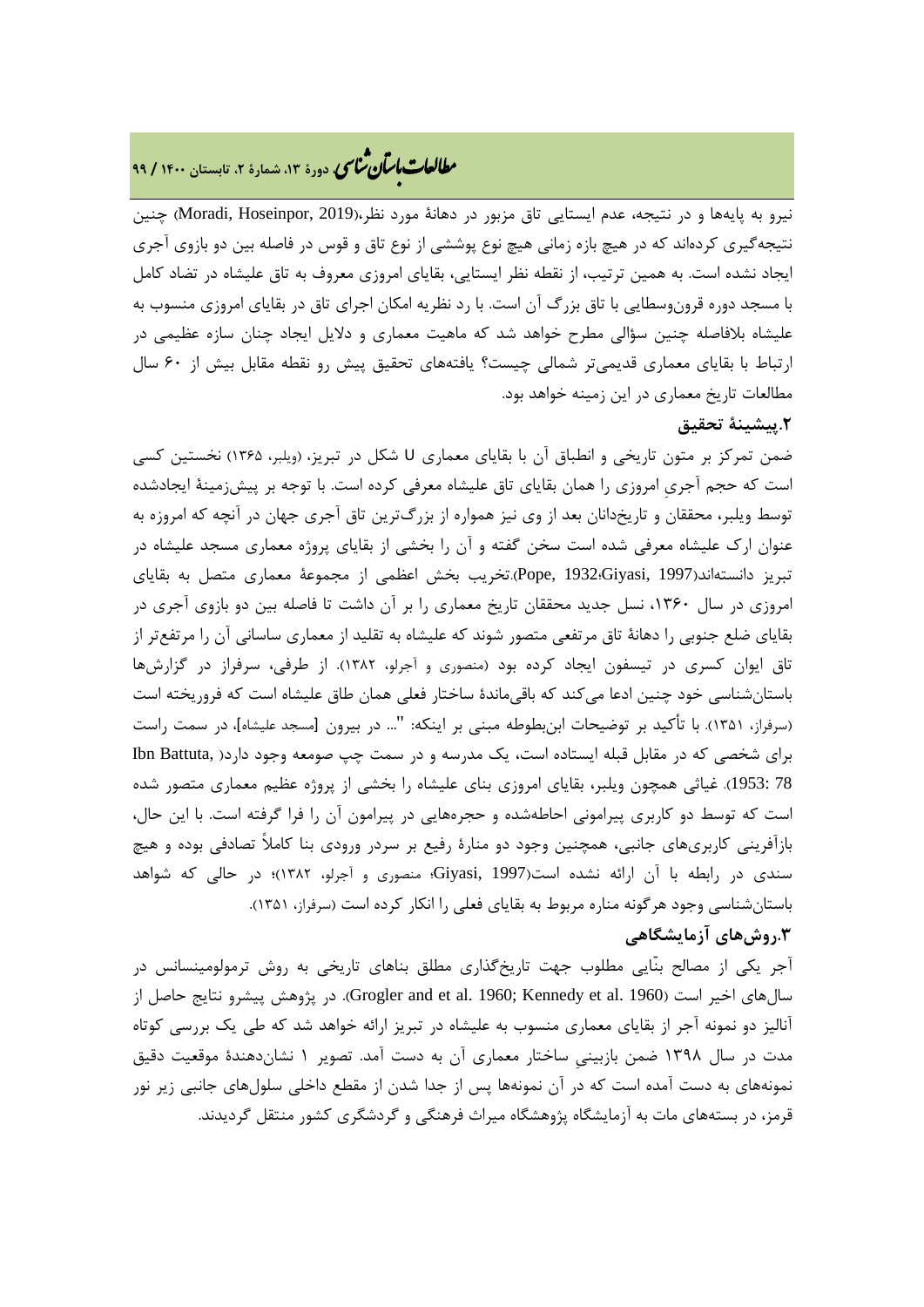نیرو به پایه‌ها و در نتیجه، عدم ایستایی تاق مزبور در دهانهٔ مورد نظر،(Moradi, Hoseinpor, 2019) چنین نتیجه‌گیری کرده‌اند که در هیچ بازه زمانی هیچ نوع پوششی از نوع تاق و قوس در فاصله بین دو بازوی آجری ایجاد نشده است. به همین ترتیب، از نقطه نظر ایستایی، بقایای امروزی معروف به تاق علیشاه در تضاد کامل با مسجد دوره قرون‌وسطایی با تاق بزرگ آن است. با رد نظریه امکان اجرای تاق در بقایای امروزی منسوب به علیشاه بلافاصله چنین سؤالی مطرح خواهد شد که ماهیت معماری و دلایل ایجاد چنان سازه عظیمی در ارتباط با بقایای معماری قدیمی‌تر شمالی چیست؟ یافته‌های تحقیق پیش رو نقطه مقابل بیش از ۶۰ سال مطالعات تاریخ معماری در این زمینه خواهد بود.

## ۲.پیشینهٔ تحقیق

ضمن تمرکز بر متون تاریخی و انطباق آن با بقایای معماری U شکل در تبریز، (ویلبر، ۱۳۶۵) نخستین کسی است که حجم آجریِ امروزی را همان بقایای تاق علیشاه معرفی کرده است. با توجه بر پیش‌زمینهٔ ایجادشده توسط ویلبر، محققان و تاریخ‌دانان بعد از وی نیز همواره از بزرگ‌ترین تاق آجری جهان در آنچه که امروزه به عنوان ارک علیشاه معرفی شده است سخن گفته و آن را بخشی از بقایای پروژه معماری مسجد علیشاه در تبریز دانسته‌اند(Pope, 1932؛Giyasi, 1997).تخریب بخش اعظمی از مجموعهٔ معماری متصل به بقایای امروزی در سال ۱۳۶۰، نسل جدید محققان تاریخ معماری را بر آن داشت تا فاصله بین دو بازوی آجری در بقایای ضلع جنوبی را دهانهٔ تاق مرتفعی متصور شوند که علیشاه به تقلید از معماری ساسانی آن را مرتفع‌تر از تاق ایوان کسری در تیسفون ایجاد کرده بود (منصوری و آجرلو، ۱۳۸۲). از طرفی، سرفراز در گزارش‌ها باستان‌شناسی خود چنین ادعا می‌کند که باقی‌ماندهٔ ساختار فعلی همان طاق علیشاه است که فروریخته است (سرفراز، ۱۳۵۱). با تأکید بر توضیحات ابن‌بطوطه مبنی بر اینکه: "... در بیرون [مسجد علیشاه]، در سمت راست برای شخصی که در مقابل قبله ایستاده است، یک مدرسه و در سمت چپ صومعه وجود دارد( Ibn Battuta, 1953: 78). غیاثی همچون ویلبر، بقایای امروزی بنای علیشاه را بخشی از پروژهٔ عظیم معماری متصور شده است که توسط دو کاربری پیرامونی احاطه‌شده و حجره‌هایی در پیرامون آن را فرا گرفته است. با این حال، بازآفرینی کاربری‌های جانبی، همچنین وجود دو منارهٔ رفیع بر سردر ورودی بنا کاملاً تصادفی بوده و هیچ سندی در رابطه با آن ارائه نشده است(Giyasi, 1997؛ منصوری و آجرلو، ۱۳۸۲)؛ در حالی که شواهد باستان‌شناسی وجود هرگونه مناره مربوط به بقایای فعلی را انکار کرده است (سرفراز، ۱۳۵۱).

## ۳.روش‌های آزمایشگاهی

آجر یکی از مصالح بنّایی مطلوب جهت تاریخ‌گذاری مطلق بناهای تاریخی به روش ترمولومینسانس در سال‌های اخیر است (Grogler and et al. 1960; Kennedy et al. 1960). در پژوهش پیشرو نتایج حاصل از آنالیز دو نمونه آجر از بقایای معماری منسوب به علیشاه در تبریز ارائه خواهد شد که طی یک بررسی کوتاه مدت در سال ۱۳۹۸ ضمن بازبینیِ ساختار معماری آن به دست آمد. تصویر ۱ نشان‌دهندهٔ موقعیت دقیق نمونه‌های به دست آمده است که در آن نمونه‌ها پس از جدا شدن از مقطع داخلی سلول‌های جانبی زیر نور قرمز، در بسته‌های مات به آزمایشگاه پژوهشگاه میراث فرهنگی و گردشگری کشور منتقل گردیدند.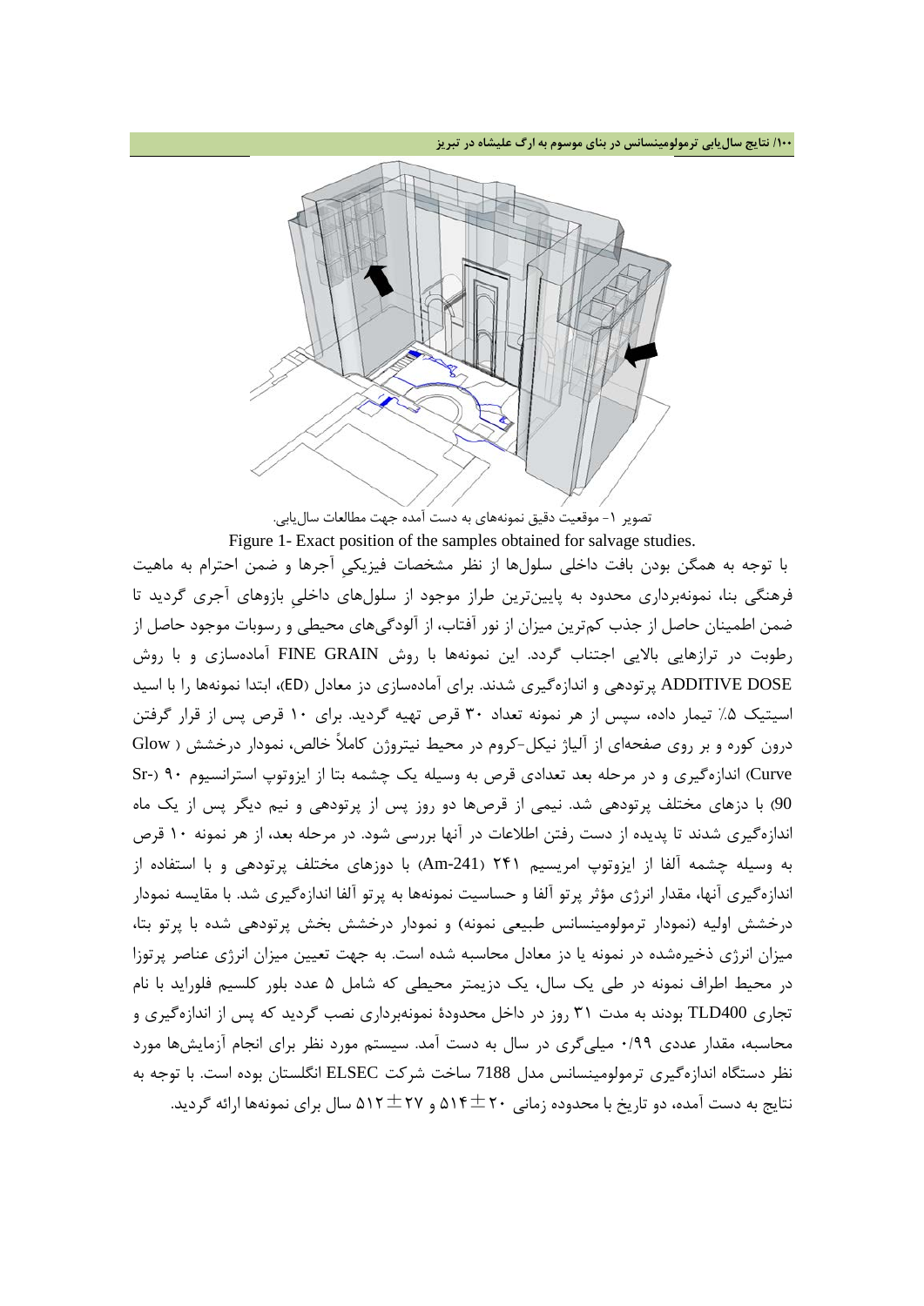تصویر ۱- موقعیت دقیق نمونه‌های به دست آمده جهت مطالعات سال‌یابی.

Figure 1- Exact position of the samples obtained for salvage studies.

با توجه به همگن بودن بافت داخلی سلول‌ها از نظر مشخصات فیزیکی آجرها و ضمن احترام به ماهیت فرهنگی بنا، نمونه‌برداری محدود به پایین‌ترین طراز موجود از سلول‌های داخلی بازوهای آجری گردید تا ضمن اطمینان حاصل از جذب کم‌ترین میزان از نور آفتاب، از آلودگی‌های محیطی و رسوبات موجود حاصل از رطوبت در ترازهایی بالایی اجتناب گردد. این نمونه‌ها با روش FINE GRAIN آماده‌سازی و با روش ADDITIVE DOSE پرتودهی و اندازه‌گیری شدند. برای آماده‌سازی دز معادل (ED)، ابتدا نمونه‌ها را با اسید استیک ۵٪ تیمار داده، سپس از هر نمونه تعداد ۳۰ قرص تهیه گردید. برای ۱۰ قرص پس از قرار گرفتن درون کوره و بر روی صفحه‌ای از آلیاژ نیکل-کروم در محیط نیتروژن کاملاً خالص، نمودار درخشش ( Glow Curve) اندازه‌گیری و در مرحله بعد تعدادی قرص به وسیله یک چشمه بتا از ایزوتوپ استرانسیوم ۹۰ (Sr-90) با دزهای مختلف پرتودهی شد. نیمی از قرص‌ها دو روز پس از پرتودهی و نیم دیگر پس از یک ماه اندازه‌گیری شدند تا پدیده از دست رفتن اطلاعات در آنها بررسی شود. در مرحله بعد، از هر نمونه ۱۰ قرص به وسیله چشمه آلفا از ایزوتوپ امریسیم ۲۴۱ (Am-241) با دوزهای مختلف پرتودهی و با استفاده از اندازه‌گیری آنها، مقدار انرژی مؤثر پرتو آلفا و حساسیت نمونه‌ها به پرتو آلفا اندازه‌گیری شد. با مقایسه نمودار درخشش اولیه (نمودار ترمولومینسانس طبیعی نمونه) و نمودار درخشش بخش پرتودهی شده با پرتو بتا، میزان انرژی ذخیره‌شده در نمونه یا دز معادل محاسبه شده است. به جهت تعیین میزان انرژی عناصر پرتوزا در محیط اطراف نمونه در طی یک سال، یک دزیمتر محیطی که شامل ۵ عدد بلور کلسیم فلوراید با نام تجاری TLD400 بودند به مدت ۳۱ روز در داخل محدودهٔ نمونه‌برداری نصب گردید که پس از اندازه‌گیری و محاسبه، مقدار عددی ۰/۹۹ میلی‌گری در سال به دست آمد. سیستم مورد نظر برای انجام آزمایش‌ها مورد نظر دستگاه اندازه‌گیری ترمولومینسانس مدل 7188 ساخت شرکت ELSEC انگلستان بوده است. با توجه به نتایج به دست آمده، دو تاریخ با محدوده زمانی ۲۰±۵۱۴ و ۲۷±۵۱۲ سال برای نمونه‌ها ارائه گردید.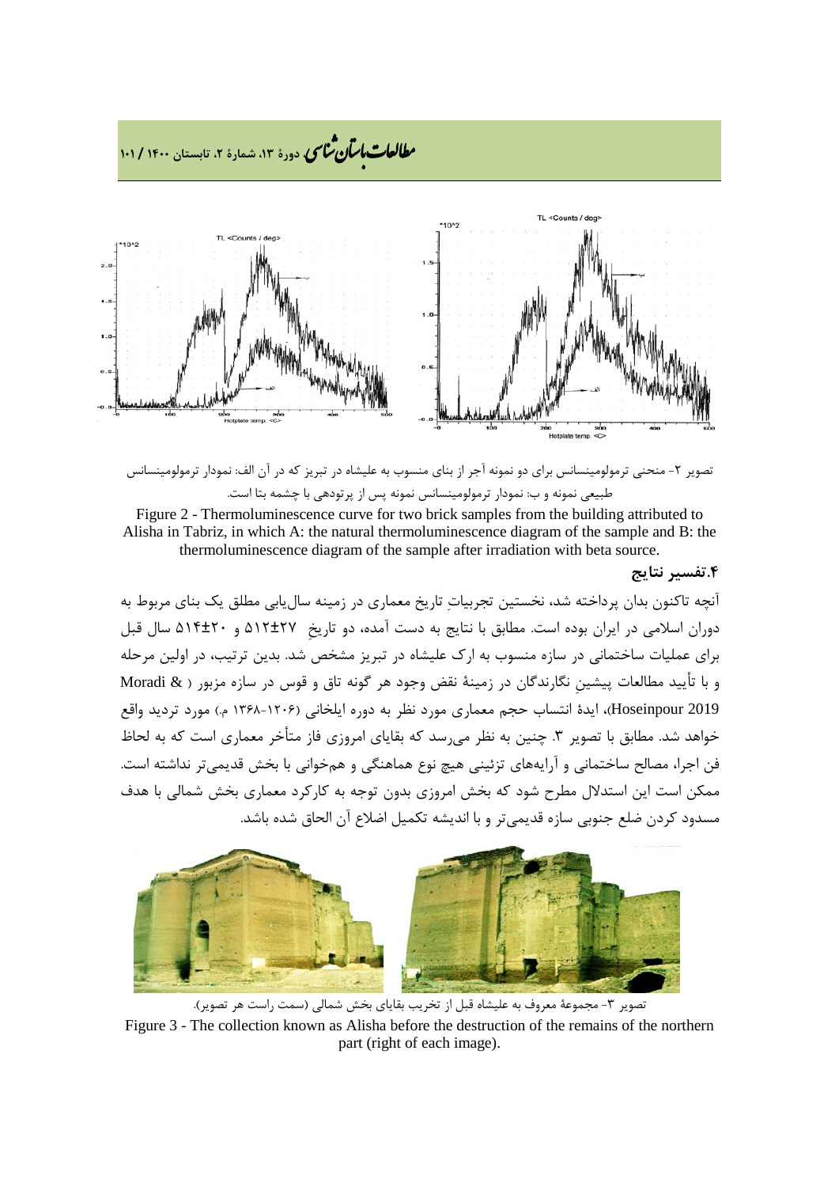تصویر ۲- منحنی ترمولومینسانس برای دو نمونه آجر از بنای منسوب به علیشاه در تبریز که در آن الف: نمودار ترمولومینسانس طبیعی نمونه و ب: نمودار ترمولومینسانس نمونه پس از پرتودهی با چشمه بتا است.

Figure 2 - Thermoluminescence curve for two brick samples from the building attributed to Alisha in Tabriz, in which A: the natural thermoluminescence diagram of the sample and B: the thermoluminescence diagram of the sample after irradiation with beta source.

## ۴.تفسیر نتایج

آنچه تاکنون بدان پرداخته شد، نخستین تجربیاتِ تاریخ معماری در زمینه سال‌یابی مطلق یک بنای مربوط به دوران اسلامی در ایران بوده است. مطابق با نتایج به دست آمده، دو تاریخِ ۲۷±۵۱۲ و ۲۰±۵۱۴ سال قبل برای عملیات ساختمانی در سازه منسوب به ارک علیشاه در تبریز مشخص شد. بدین ترتیب، در اولین مرحله و با تأیید مطالعات پیشینِ نگارندگان در زمینهٔ نقض وجود هر گونه تاق و قوس در سازه مزبور ( Moradi & Hoseinpour 2019)، ایدهٔ انتساب حجم معماری مورد نظر به دوره ایلخانی (۱۲۰۶-۱۳۶۸ م.) مورد تردید واقع خواهد شد. مطابق با تصویر ۳. چنین به نظر می‌رسد که بقایای امروزی فاز متأخر معماری است که به لحاظ فن اجرا، مصالح ساختمانی و آرایه‌های تزئینی هیچ نوع هماهنگی و هم‌خوانی با بخش قدیمی‌تر نداشته است. ممکن است این استدلال مطرح شود که بخش امروزی بدون توجه به کارکرد معماری بخش شمالی با هدف مسدود کردن ضلع جنوبی سازه قدیمی‌تر و با اندیشه تکمیل اضلاع آن الحاق شده باشد.

تصویر ۳- مجموعهٔ معروف به علیشاه قبل از تخریب بقایای بخش شمالی (سمت راست هر تصویر).

Figure 3 - The collection known as Alisha before the destruction of the remains of the northern part (right of each image).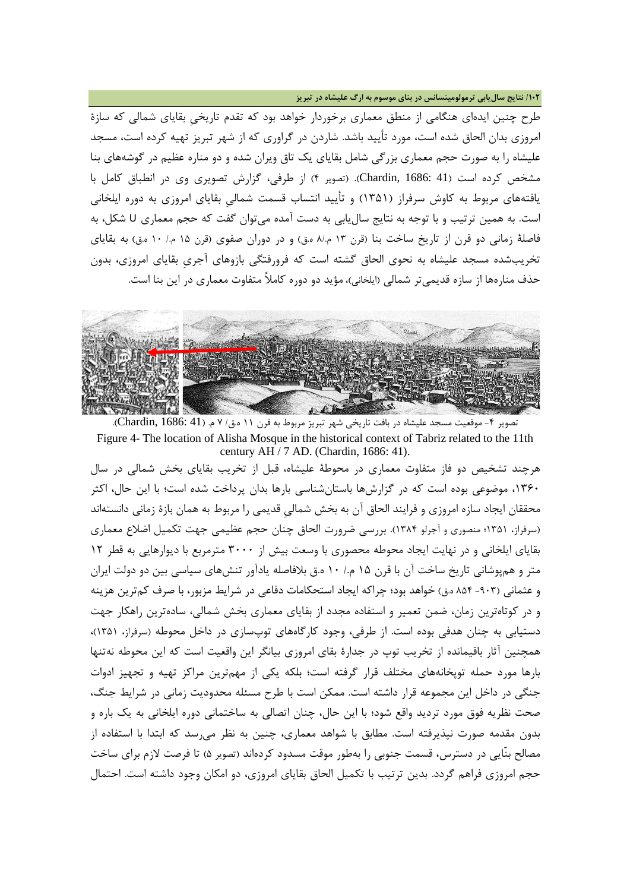طرح چنین ایده‌ای هنگامی از منطق معماری برخوردار خواهد بود که تقدم تاریخیِ بقایای شمالی که سازهٔ امروزی بدان الحاق شده است، مورد تأیید باشد. شاردن در گراوری که از شهر تبریز تهیه کرده است، مسجد علیشاه را به صورت حجم معماری بزرگی شامل بقایای یک تاق ویران شده و دو مناره عظیم در گوشه‌های بنا مشخص کرده است (Chardin, 1686: 41). (تصویر ۴) از طرفی، گزارش تصویری وی در انطباق کامل با یافته‌های مربوط به کاوش سرفراز (۱۳۵۱) و تأیید انتساب قسمت شمالیِ بقایای امروزی به دوره ایلخانی است. به همین ترتیب و با توجه به نتایج سال‌یابی به دست آمده می‌توان گفت که حجم معماری U شکل، به فاصلهٔ زمانی دو قرن از تاریخ ساخت بنا (قرن ۱۳ م./۸ ه.ق) و در دوران صفوی (قرن ۱۵ م./ ۱۰ ه.ق) به بقایای تخریب‌شده مسجد علیشاه به نحوی الحاق گشته است که فرورفتگی بازوهای آجریِ بقایای امروزی، بدون حذف مناره‌ها از سازه قدیمی‌تر شمالی (ایلخانی)، مؤید دو دوره کاملاً متفاوت معماری در این بنا است.

تصویر ۴- موقعیت مسجد علیشاه در بافت تاریخی شهر تبریز مربوط به قرن ۱۱ ه.ق/ ۷ م. (Chardin, 1686: 41).

Figure 4- The location of Alisha Mosque in the historical context of Tabriz related to the 11th century AH / 7 AD. (Chardin, 1686: 41).

هرچند تشخیص دو فاز متفاوت معماری در محوطهٔ علیشاه، قبل از تخریب بقایای بخش شمالی در سال ۱۳۶۰، موضوعی بوده است که در گزارش‌ها باستان‌شناسی بارها بدان پرداخت شده است؛ با این حال، اکثر محققان ایجاد سازه امروزی و فرایند الحاق آن به بخش شمالیِ قدیمی را مربوط به همان بازهٔ زمانی دانسته‌اند (سرفراز، ۱۳۵۱؛ منصوری و آجرلو ۱۳۸۴). بررسی ضرورت الحاق چنان حجم عظیمی جهت تکمیل اضلاع معماری بقایای ایلخانی و در نهایت ایجاد محوطه محصوری با وسعت بیش از ۳۰۰۰ مترمربع با دیوارهایی به قطر ۱۲ متر و هم‌پوشانی تاریخ ساخت آن با قرن ۱۵ م./ ۱۰ ه.ق بلافاصله یادآور تنش‌های سیاسی بین دو دولت ایران و عثمانی (۹۰۳- ۸۵۴ ه.ق) خواهد بود؛ چراکه ایجاد استحکامات دفاعی در شرایط مزبور، با صرف کم‌ترین هزینه و در کوتاه‌ترین زمان، ضمن تعمیر و استفاده مجدد از بقایای معماری بخش شمالی، ساده‌ترین راهکار جهت دستیابی به چنان هدفی بوده است. از طرفی، وجود کارگاه‌های توپ‌سازی در داخل محوطه (سرفراز، ۱۳۵۱)، همچنین آثار باقیمانده از تخریب توپ در جدارهٔ بقای امروزی بیانگر این واقعیت است که این محوطه نه‌تنها بارها مورد حمله توپخانه‌های مختلف قرار گرفته است؛ بلکه یکی از مهم‌ترین مراکز تهیه و تجهیز ادوات جنگی در داخل این مجموعه قرار داشته است. ممکن است با طرح مسئله محدودیت زمانی در شرایط جنگ، صحت نظریه فوق مورد تردید واقع شود؛ با این حال، چنان اتصالی به ساختمانی دوره ایلخانی به یک باره و بدون مقدمه صورت نپذیرفته است. مطابق با شواهد معماری، چنین به نظر می‌رسد که ابتدا با استفاده از مصالح بنّایی در دسترس، قسمت جنوبی را به‌طور موقت مسدود کرده‌اند (تصویر ۵) تا فرصت لازم برای ساخت حجم امروزی فراهم گردد. بدین ترتیب با تکمیل الحاق بقایای امروزی، دو امکان وجود داشته است. احتمال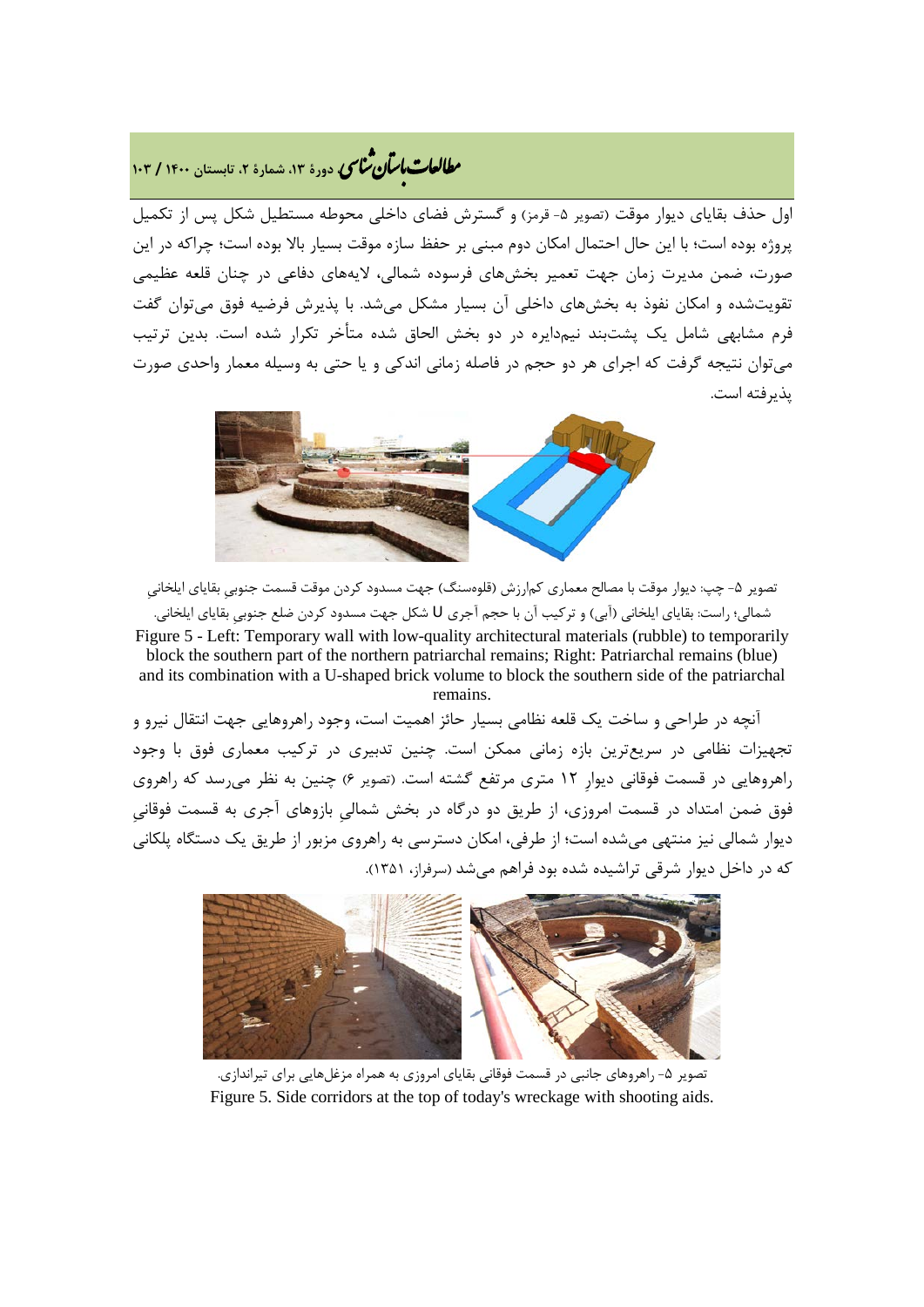اول حذف بقایای دیوار موقت (تصویر ۵- قرمز) و گسترش فضای داخلی محوطه مستطیل شکل پس از تکمیل پروژه بوده است؛ با این حال احتمال امکان دوم مبنی بر حفظ سازه موقت بسیار بالا بوده است؛ چراکه در این صورت، ضمن مدیریت زمان جهت تعمیر بخش‌های فرسوده شمالی، لایه‌های دفاعی در چنان قلعه عظیمی تقویت‌شده و امکان نفوذ به بخش‌های داخلی آن بسیار مشکل می‌شد. با پذیرش فرضیه فوق می‌توان گفت فرم مشابهی شامل یک پشت‌بند نیم‌دایره در دو بخش الحاق شده متأخر تکرار شده است. بدین ترتیب می‌توان نتیجه گرفت که اجرای هر دو حجم در فاصله زمانی اندکی و یا حتی به وسیله معمار واحدی صورت پذیرفته است.

تصویر ۵- چپ: دیوار موقت با مصالح معماری کم‌ارزش (قلوه‌سنگ) جهت مسدود کردن موقت قسمت جنوبی بقایای ایلخانی شمالی؛ راست: بقایای ایلخانی (آبی) و ترکیب آن با حجم آجری U شکل جهت مسدود کردن ضلع جنوبی بقایای ایلخانی.

Figure 5 - Left: Temporary wall with low-quality architectural materials (rubble) to temporarily block the southern part of the northern patriarchal remains; Right: Patriarchal remains (blue) and its combination with a U-shaped brick volume to block the southern side of the patriarchal remains.

آنچه در طراحی و ساخت یک قلعه نظامی بسیار حائز اهمیت است، وجود راهروهایی جهت انتقال نیرو و تجهیزات نظامی در سریع‌ترین بازه زمانی ممکن است. چنین تدبیری در ترکیب معماری فوق با وجود راهروهایی در قسمت فوقانی دیوارِ ۱۲ متری مرتفع گشته است. (تصویر ۶) چنین به نظر می‌رسد که راهروی فوق ضمن امتداد در قسمت امروزی، از طریق دو درگاه در بخش شمالیِ بازوهای آجری به قسمت فوقانیِ دیوار شمالی نیز منتهی می‌شده است؛ از طرفی، امکان دسترسی به راهروی مزبور از طریق یک دستگاه پلکانی که در داخل دیوار شرقی تراشیده شده بود فراهم می‌شد (سرفراز، ۱۳۵۱).

تصویر ۵- راهروهای جانبی در قسمت فوقانی بقایای امروزی به همراه مزغل‌هایی برای تیراندازی.

Figure 5. Side corridors at the top of today's wreckage with shooting aids.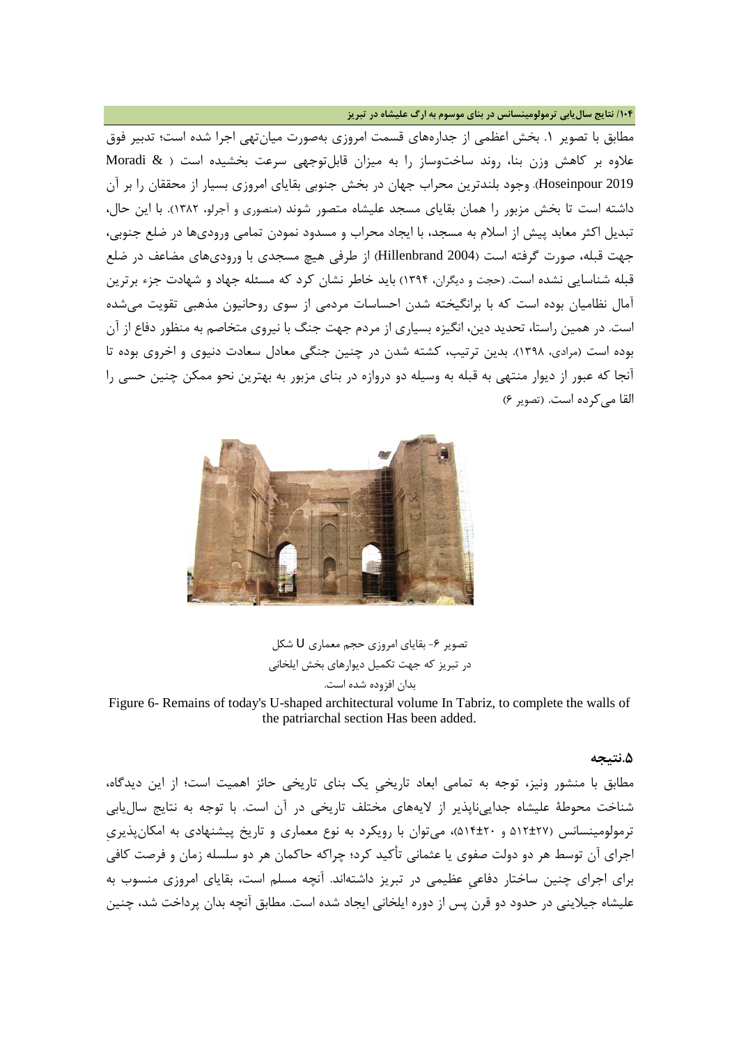مطابق با تصویر ۱. بخش اعظمی از جداره‌های قسمت امروزی به‌صورت میان‌تهی اجرا شده است؛ تدبیر فوق علاوه بر کاهش وزن بنا، روند ساخت‌وساز را به میزان قابل‌توجهی سرعت بخشیده است ( Moradi & Hoseinpour 2019). وجود بلندترین محراب جهان در بخش جنوبی بقایای امروزی بسیار از محققان را بر آن داشته است تا بخش مزبور را همان بقایای مسجد علیشاه متصور شوند (منصوری و آجرلو، ۱۳۸۲). با این حال، تبدیل اکثر معابد پیش از اسلام به مسجد، با ایجاد محراب و مسدود نمودن تمامی ورودی‌ها در ضلع جنوبی، جهت قبله، صورت گرفته است (Hillenbrand 2004) از طرفی هیچ مسجدی با ورودی‌های مضاعف در ضلع قبله شناسایی نشده است. (حجت و دیگران، ۱۳۹۴) باید خاطر نشان کرد که مسئله جهاد و شهادت جزء برترین آمال نظامیان بوده است که با برانگیخته شدن احساسات مردمی از سوی روحانیون مذهبی تقویت می‌شده است. در همین راستا، تحدید دین، انگیزه بسیاری از مردم جهت جنگ با نیروی متخاصم به منظور دفاع از آن بوده است (مرادی، ۱۳۹۸). بدین ترتیب، کشته شدن در چنین جنگی معادل سعادت دنیوی و اخروی بوده تا آنجا که عبور از دیوار منتهی به قبله به وسیله دو دروازه در بنای مزبور به بهترین نحو ممکن چنین حسی را القا می‌کرده است. (تصویر ۶)

تصویر ۶- بقایای امروزی حجم معماری U شکل
در تبریز که جهت تکمیل دیوارهای بخش ایلخانی
بدان افزوده شده است.

Figure 6- Remains of today's U-shaped architectural volume In Tabriz, to complete the walls of the patriarchal section Has been added.

### ۵.نتیجه

مطابق با منشور ونیز، توجه به تمامی ابعاد تاریخیِ یک بنای تاریخی حائز اهمیت است؛ از این دیدگاه، شناخت محوطۀ علیشاه جدایی‌ناپذیر از لایه‌های مختلف تاریخی در آن است. با توجه به نتایج سال‌یابی ترمولومینسانس (۵۱۲±۲۷ و ۵۱۴±۲۰)، می‌توان با رویکرد به نوع معماری و تاریخ پیشنهادی به امکان‌پذیریِ اجرای آن توسط هر دو دولت صفوی یا عثمانی تأکید کرد؛ چراکه حاکمان هر دو سلسله زمان و فرصت کافی برای اجرای چنین ساختار دفاعیِ عظیمی در تبریز داشته‌اند. آنچه مسلم است، بقایای امروزی منسوب به علیشاه جیلاینی در حدود دو قرن پس از دوره ایلخانی ایجاد شده است. مطابق آنچه بدان پرداخت شد، چنین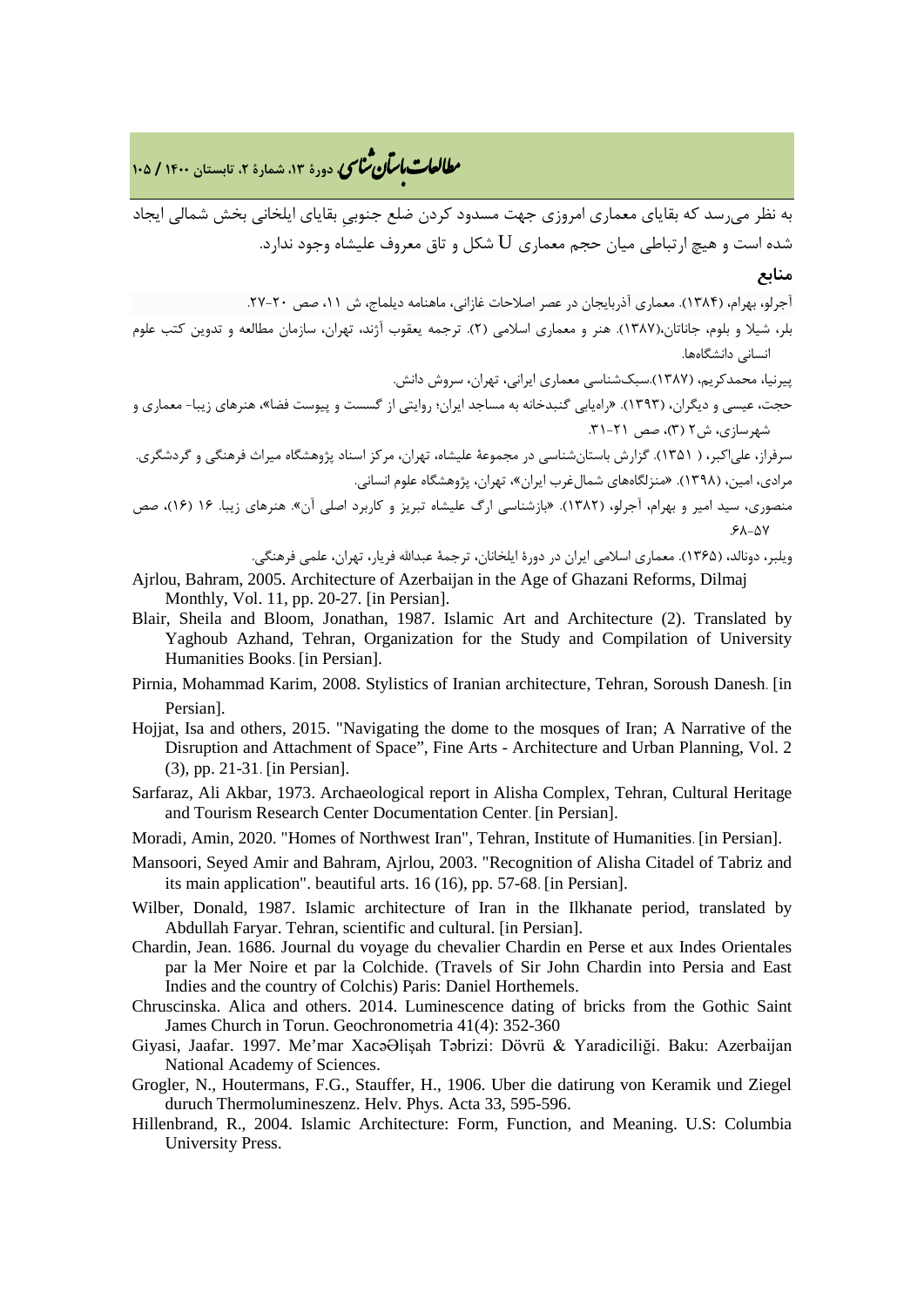به نظر می‌رسد که بقایای معماری امروزی جهت مسدود کردن ضلع جنوبیِ بقایای ایلخانی بخش شمالی ایجاد شده است و هیچ ارتباطی میان حجم معماری U شکل و تاق معروف علیشاه وجود ندارد.

## منابع

آجرلو، بهرام، (۱۳۸۴). معماری آذربایجان در عصر اصلاحات غازانی، ماهنامه دیلماج، ش ۱۱، صص ۲۰-۲۷.

بلر، شیلا و بلوم، جاناتان،(۱۳۸۷). هنر و معماری اسلامی (۲). ترجمه یعقوب آژند، تهران، سازمان مطالعه و تدوین کتب علوم انسانی دانشگاه‌ها.

پیرنیا، محمدکریم، (۱۳۸۷).سبک‌شناسی معماری ایرانی، تهران، سروش دانش.

حجت، عیسی و دیگران، (۱۳۹۳). «راه‌یابی گنبدخانه به مساجد ایران؛ روایتی از گسست و پیوست فضا»، هنرهای زیبا- معماری و شهرسازی، ش۲ (۳)، صص ۲۱-۳۱.

سرفراز، علی‌اکبر، ( ۱۳۵۱). گزارش باستان‌شناسی در مجموعهٔ علیشاه، تهران، مرکز اسناد پژوهشگاه میراث فرهنگی و گردشگری.

مرادی، امین، (۱۳۹۸). «منزلگاه‌های شمال‌غرب ایران»، تهران، پژوهشگاه علوم انسانی.

منصوری، سید امیر و بهرام، آجرلو، (۱۳۸۲). «بازشناسی ارگ علیشاه تبریز و کاربرد اصلی آن». هنرهای زیبا. ۱۶ (۱۶)، صص ۵۷-۶۸.

ویلبر، دونالد، (۱۳۶۵). معماری اسلامی ایران در دورهٔ ایلخانان، ترجمهٔ عبدالله فریار، تهران، علمی فرهنگی.

Ajrlou, Bahram, 2005. Architecture of Azerbaijan in the Age of Ghazani Reforms, Dilmaj Monthly, Vol. 11, pp. 20-27. [in Persian].

Blair, Sheila and Bloom, Jonathan, 1987. Islamic Art and Architecture (2). Translated by Yaghoub Azhand, Tehran, Organization for the Study and Compilation of University Humanities Books. [in Persian].

Pirnia, Mohammad Karim, 2008. Stylistics of Iranian architecture, Tehran, Soroush Danesh. [in Persian].

Hojjat, Isa and others, 2015. "Navigating the dome to the mosques of Iran; A Narrative of the Disruption and Attachment of Space", Fine Arts - Architecture and Urban Planning, Vol. 2 (3), pp. 21-31. [in Persian].

Sarfaraz, Ali Akbar, 1973. Archaeological report in Alisha Complex, Tehran, Cultural Heritage and Tourism Research Center Documentation Center. [in Persian].

Moradi, Amin, 2020. "Homes of Northwest Iran", Tehran, Institute of Humanities. [in Persian].

Mansoori, Seyed Amir and Bahram, Ajrlou, 2003. "Recognition of Alisha Citadel of Tabriz and its main application". beautiful arts. 16 (16), pp. 57-68. [in Persian].

Wilber, Donald, 1987. Islamic architecture of Iran in the Ilkhanate period, translated by Abdullah Faryar. Tehran, scientific and cultural. [in Persian].

Chardin, Jean. 1686. Journal du voyage du chevalier Chardin en Perse et aux Indes Orientales par la Mer Noire et par la Colchide. (Travels of Sir John Chardin into Persia and East Indies and the country of Colchis) Paris: Daniel Horthemels.

Chruscinska. Alica and others. 2014. Luminescence dating of bricks from the Gothic Saint James Church in Torun. Geochronometria 41(4): 352-360

Giyasi, Jaafar. 1997. Me'mar XacəƏlişah Təbrizi: Dövrü & Yaradiciliği. Baku: Azerbaijan National Academy of Sciences.

Grogler, N., Houtermans, F.G., Stauffer, H., 1906. Uber die datirung von Keramik und Ziegel duruch Thermolumineszenz. Helv. Phys. Acta 33, 595-596.

Hillenbrand, R., 2004. Islamic Architecture: Form, Function, and Meaning. U.S: Columbia University Press.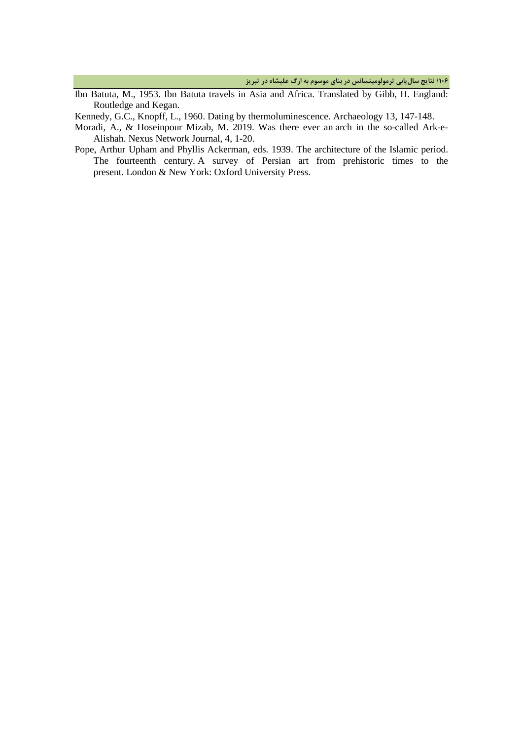Ibn Batuta, M., 1953. Ibn Batuta travels in Asia and Africa. Translated by Gibb, H. England: Routledge and Kegan.

Kennedy, G.C., Knopff, L., 1960. Dating by thermoluminescence. Archaeology 13, 147-148.

Moradi, A., & Hoseinpour Mizab, M. 2019. Was there ever an arch in the so-called Ark-e-Alishah. Nexus Network Journal, 4, 1-20.

Pope, Arthur Upham and Phyllis Ackerman, eds. 1939. The architecture of the Islamic period. The fourteenth century. A survey of Persian art from prehistoric times to the present. London & New York: Oxford University Press.